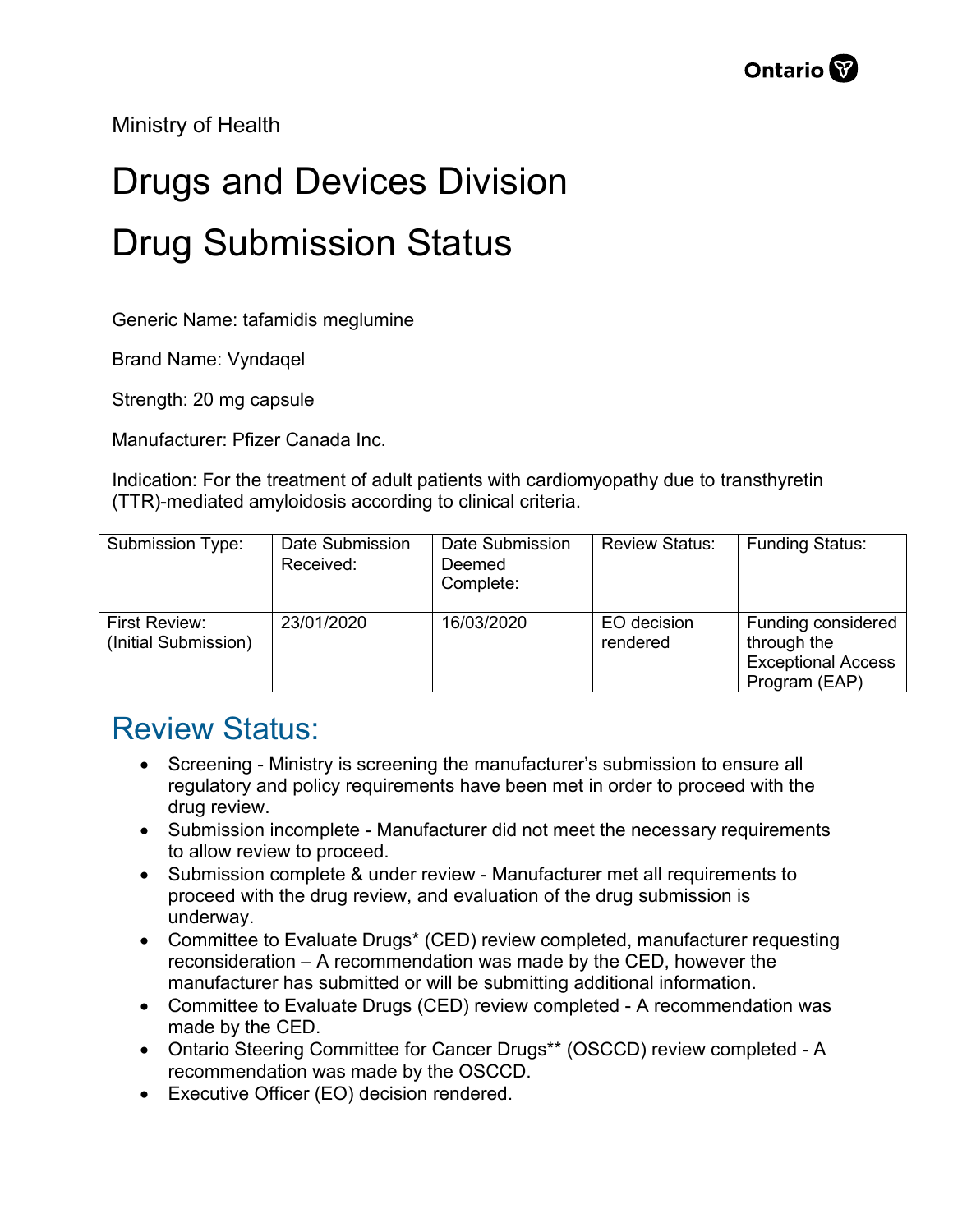Ministry of Health

# Drugs and Devices Division

# Drug Submission Status

Generic Name: tafamidis meglumine

Brand Name: Vyndaqel

Strength: 20 mg capsule

Manufacturer: Pfizer Canada Inc.

Indication: For the treatment of adult patients with cardiomyopathy due to transthyretin (TTR)-mediated amyloidosis according to clinical criteria.

| Submission Type: | Date Submission Received: | Date Submission Deemed Complete: | Review Status: | Funding Status: |
|---|---|---|---|---|
| First Review: (Initial Submission) | 23/01/2020 | 16/03/2020 | EO decision rendered | Funding considered through the Exceptional Access Program (EAP) |

## Review Status:

- Screening - Ministry is screening the manufacturer's submission to ensure all regulatory and policy requirements have been met in order to proceed with the drug review.
- Submission incomplete - Manufacturer did not meet the necessary requirements to allow review to proceed.
- Submission complete & under review - Manufacturer met all requirements to proceed with the drug review, and evaluation of the drug submission is underway.
- Committee to Evaluate Drugs* (CED) review completed, manufacturer requesting reconsideration – A recommendation was made by the CED, however the manufacturer has submitted or will be submitting additional information.
- Committee to Evaluate Drugs (CED) review completed - A recommendation was made by the CED.
- Ontario Steering Committee for Cancer Drugs** (OSCCD) review completed - A recommendation was made by the OSCCD.
- Executive Officer (EO) decision rendered.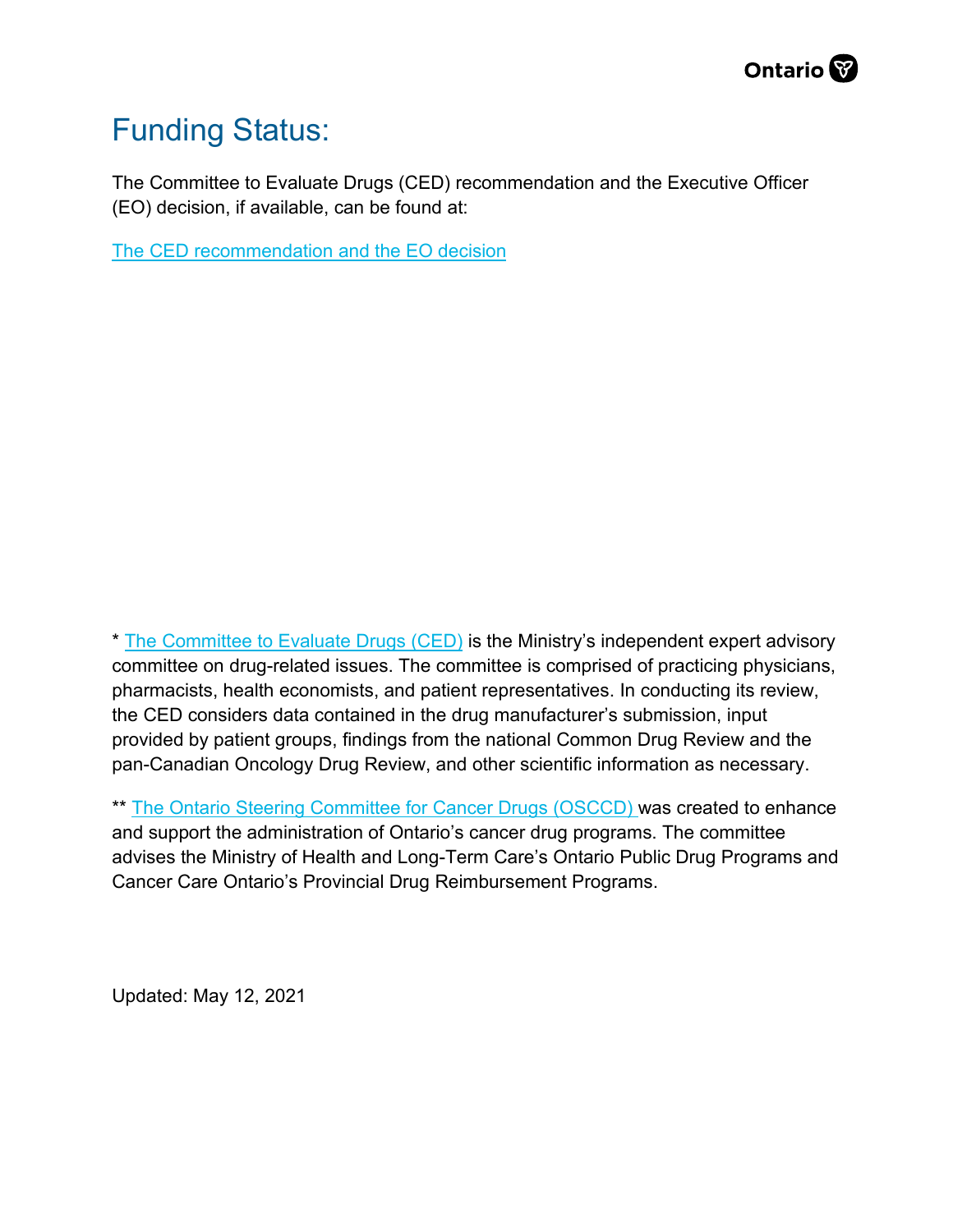# Funding Status:

The Committee to Evaluate Drugs (CED) recommendation and the Executive Officer (EO) decision, if available, can be found at:

The CED recommendation and the EO decision

* The Committee to Evaluate Drugs (CED) is the Ministry's independent expert advisory committee on drug-related issues. The committee is comprised of practicing physicians, pharmacists, health economists, and patient representatives. In conducting its review, the CED considers data contained in the drug manufacturer's submission, input provided by patient groups, findings from the national Common Drug Review and the pan-Canadian Oncology Drug Review, and other scientific information as necessary.

** The Ontario Steering Committee for Cancer Drugs (OSCCD) was created to enhance and support the administration of Ontario's cancer drug programs. The committee advises the Ministry of Health and Long-Term Care's Ontario Public Drug Programs and Cancer Care Ontario's Provincial Drug Reimbursement Programs.

Updated: May 12, 2021